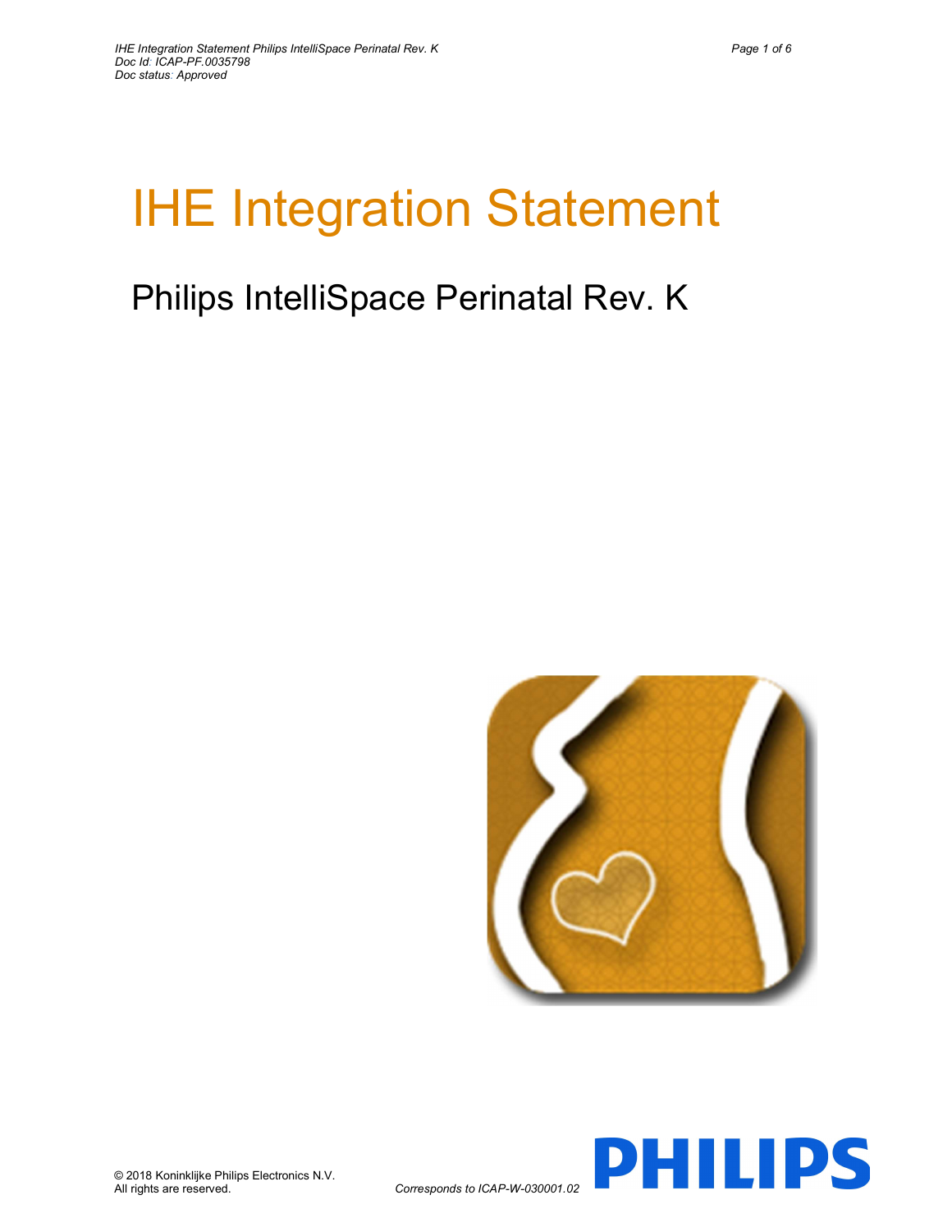# IHE Integration Statement

## Philips IntelliSpace Perinatal Rev. K

© 2018 Koninklijke Philips Electronics N.V.
All rights are reserved.

*Corresponds to ICAP-W-030001.02*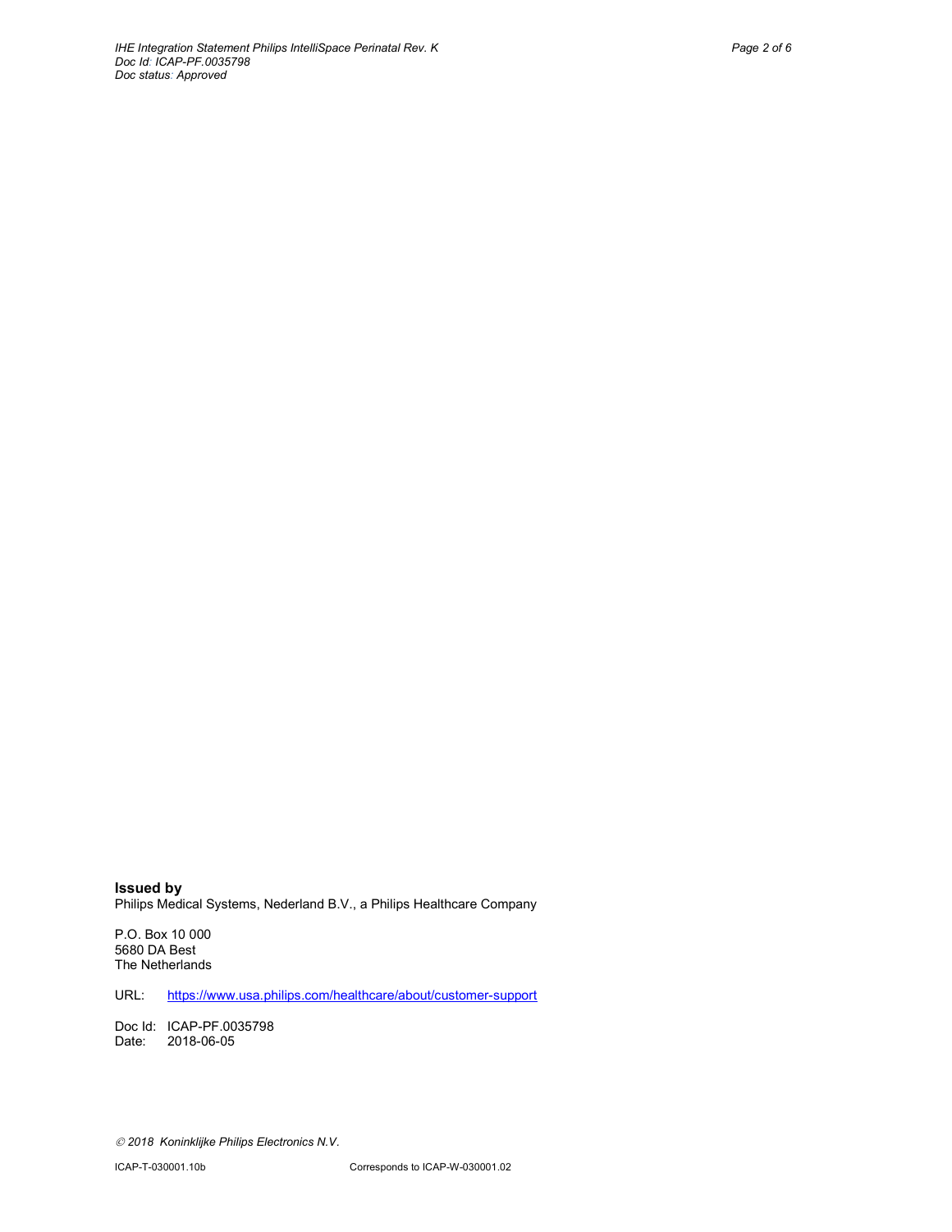**Issued by**
Philips Medical Systems, Nederland B.V., a Philips Healthcare Company

P.O. Box 10 000
5680 DA Best
The Netherlands

URL: https://www.usa.philips.com/healthcare/about/customer-support

Doc Id: ICAP-PF.0035798
Date: 2018-06-05

*© 2018 Koninklijke Philips Electronics N.V.*

ICAP-T-030001.10b Corresponds to ICAP-W-030001.02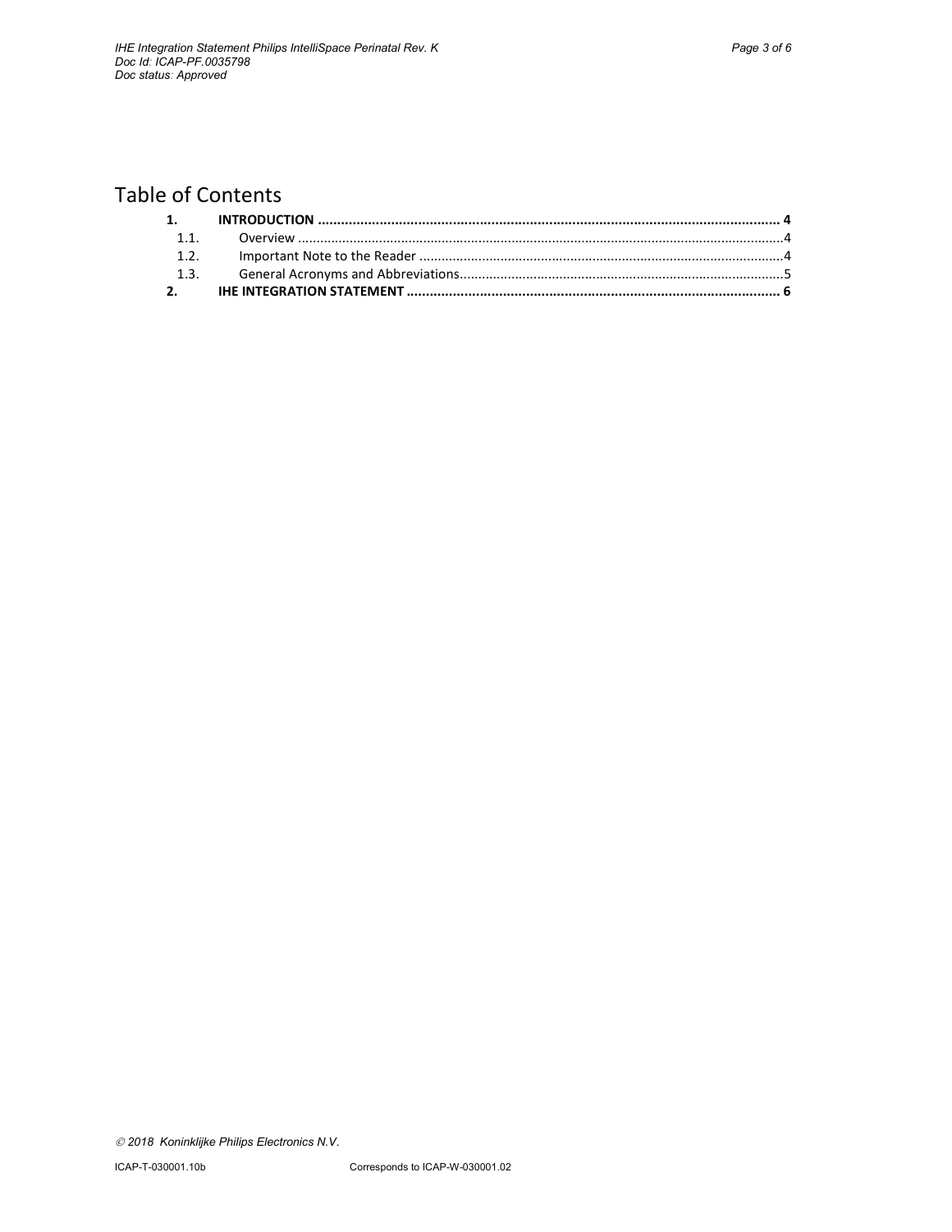# Table of Contents

**1. INTRODUCTION .................................................................................................................... 4**

1.1. Overview ..................................................................................................................................4

1.2. Important Note to the Reader ..................................................................................................4

1.3. General Acronyms and Abbreviations......................................................................................5

**2. IHE INTEGRATION STATEMENT ................................................................................................ 6**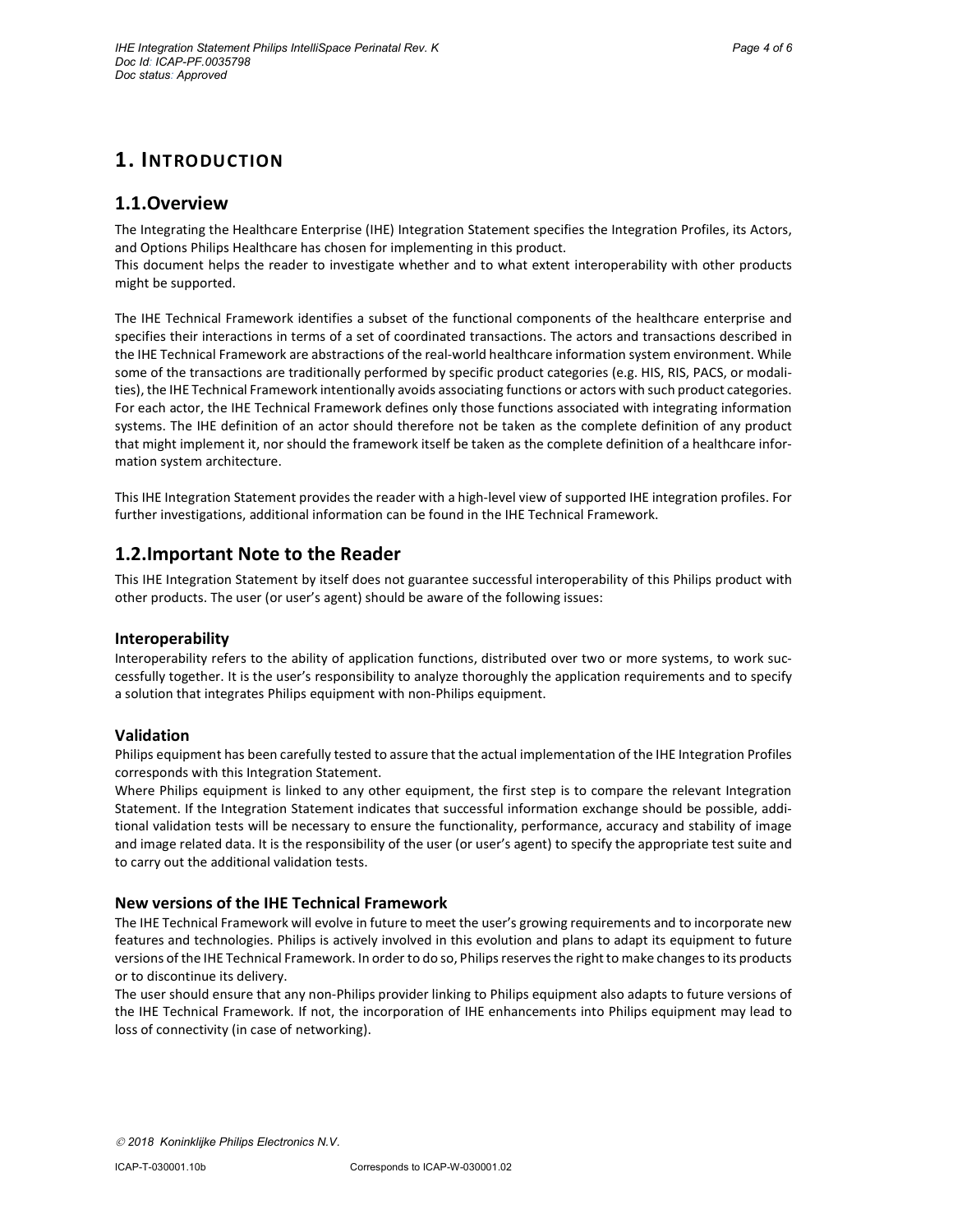# 1. INTRODUCTION

## 1.1. Overview

The Integrating the Healthcare Enterprise (IHE) Integration Statement specifies the Integration Profiles, its Actors, and Options Philips Healthcare has chosen for implementing in this product.
This document helps the reader to investigate whether and to what extent interoperability with other products might be supported.

The IHE Technical Framework identifies a subset of the functional components of the healthcare enterprise and specifies their interactions in terms of a set of coordinated transactions. The actors and transactions described in the IHE Technical Framework are abstractions of the real-world healthcare information system environment. While some of the transactions are traditionally performed by specific product categories (e.g. HIS, RIS, PACS, or modalities), the IHE Technical Framework intentionally avoids associating functions or actors with such product categories. For each actor, the IHE Technical Framework defines only those functions associated with integrating information systems. The IHE definition of an actor should therefore not be taken as the complete definition of any product that might implement it, nor should the framework itself be taken as the complete definition of a healthcare information system architecture.

This IHE Integration Statement provides the reader with a high-level view of supported IHE integration profiles. For further investigations, additional information can be found in the IHE Technical Framework.

## 1.2. Important Note to the Reader

This IHE Integration Statement by itself does not guarantee successful interoperability of this Philips product with other products. The user (or user's agent) should be aware of the following issues:

### Interoperability

Interoperability refers to the ability of application functions, distributed over two or more systems, to work successfully together. It is the user's responsibility to analyze thoroughly the application requirements and to specify a solution that integrates Philips equipment with non-Philips equipment.

### Validation

Philips equipment has been carefully tested to assure that the actual implementation of the IHE Integration Profiles corresponds with this Integration Statement.
Where Philips equipment is linked to any other equipment, the first step is to compare the relevant Integration Statement. If the Integration Statement indicates that successful information exchange should be possible, additional validation tests will be necessary to ensure the functionality, performance, accuracy and stability of image and image related data. It is the responsibility of the user (or user's agent) to specify the appropriate test suite and to carry out the additional validation tests.

### New versions of the IHE Technical Framework

The IHE Technical Framework will evolve in future to meet the user's growing requirements and to incorporate new features and technologies. Philips is actively involved in this evolution and plans to adapt its equipment to future versions of the IHE Technical Framework. In order to do so, Philips reserves the right to make changes to its products or to discontinue its delivery.
The user should ensure that any non-Philips provider linking to Philips equipment also adapts to future versions of the IHE Technical Framework. If not, the incorporation of IHE enhancements into Philips equipment may lead to loss of connectivity (in case of networking).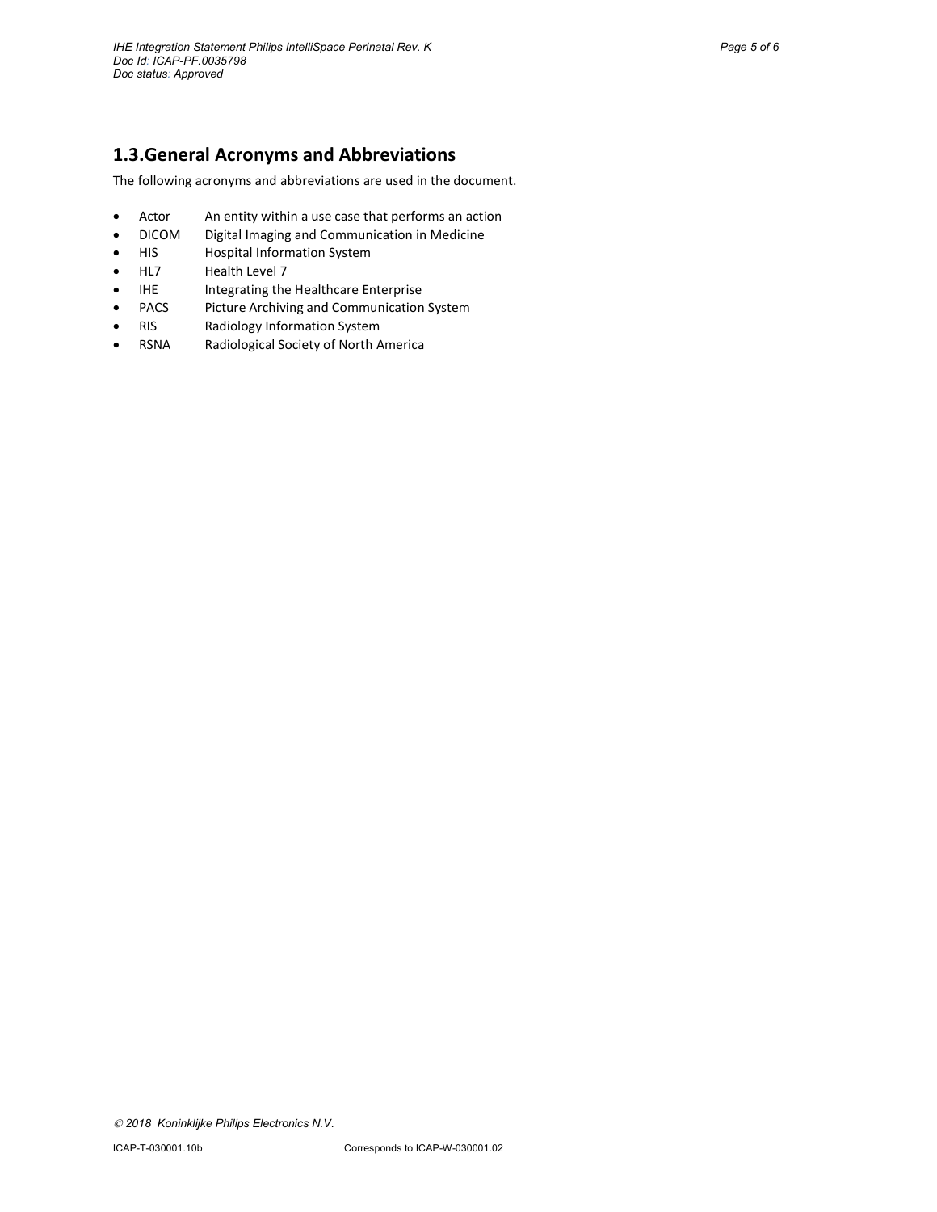## 1.3. General Acronyms and Abbreviations

The following acronyms and abbreviations are used in the document.

- Actor An entity within a use case that performs an action
- DICOM Digital Imaging and Communication in Medicine
- HIS Hospital Information System
- HL7 Health Level 7
- IHE Integrating the Healthcare Enterprise
- PACS Picture Archiving and Communication System
- RIS Radiology Information System
- RSNA Radiological Society of North America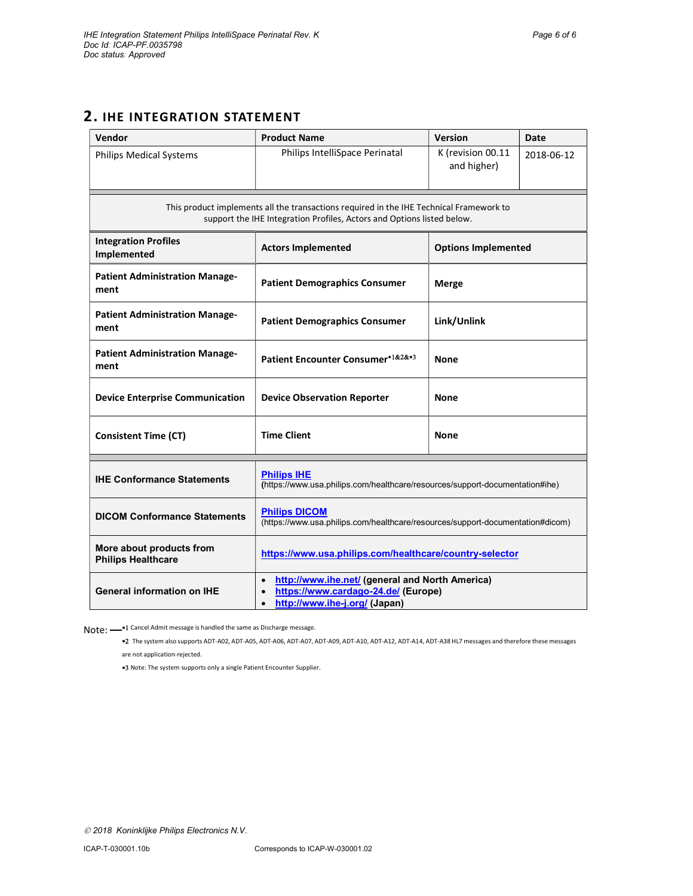## 2. IHE INTEGRATION STATEMENT

| Vendor | Product Name | Version | Date |
|---|---|---|---|
| Philips Medical Systems | Philips IntelliSpace Perinatal | K (revision 00.11 and higher) | 2018-06-12 |

This product implements all the transactions required in the IHE Technical Framework to support the IHE Integration Profiles, Actors and Options listed below.

| Integration Profiles Implemented | Actors Implemented | Options Implemented |
|---|---|---|
| **Patient Administration Management** | **Patient Demographics Consumer** | **Merge** |
| **Patient Administration Management** | **Patient Demographics Consumer** | **Link/Unlink** |
| **Patient Administration Management** | **Patient Encounter Consumer**[•1&2&•3] | **None** |
| **Device Enterprise Communication** | **Device Observation Reporter** | **None** |
| **Consistent Time (CT)** | **Time Client** | **None** |

| | |
|---|---|
| **IHE Conformance Statements** | **Philips IHE** (https://www.usa.philips.com/healthcare/resources/support-documentation#ihe) |
| **DICOM Conformance Statements** | **Philips DICOM** (https://www.usa.philips.com/healthcare/resources/support-documentation#dicom) |
| **More about products from Philips Healthcare** | **https://www.usa.philips.com/healthcare/country-selector** |
| **General information on IHE** | • **http://www.ihe.net/ (general and North America)** <br> • **https://www.cardago-24.de/ (Europe)** <br> • **http://www.ihe-j.org/ (Japan)** |

Note: •1 Cancel Admit message is handled the same as Discharge message.

•2 The system also supports ADT-A02, ADT-A05, ADT-A06, ADT-A07, ADT-A09, ADT-A10, ADT-A12, ADT-A14, ADT-A38 HL7 messages and therefore these messages are not application-rejected.

•3 Note: The system supports only a single Patient Encounter Supplier.